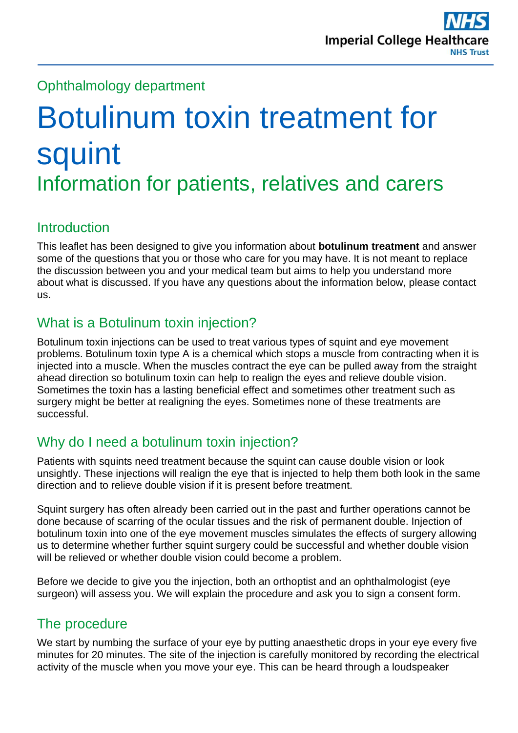Ophthalmology department

# Botulinum toxin treatment for squint

## Information for patients, relatives and carers

## Introduction

This leaflet has been designed to give you information about **botulinum treatment** and answer some of the questions that you or those who care for you may have. It is not meant to replace the discussion between you and your medical team but aims to help you understand more about what is discussed. If you have any questions about the information below, please contact us.

## What is a Botulinum toxin injection?

Botulinum toxin injections can be used to treat various types of squint and eye movement problems. Botulinum toxin type A is a chemical which stops a muscle from contracting when it is injected into a muscle. When the muscles contract the eye can be pulled away from the straight ahead direction so botulinum toxin can help to realign the eyes and relieve double vision. Sometimes the toxin has a lasting beneficial effect and sometimes other treatment such as surgery might be better at realigning the eyes. Sometimes none of these treatments are successful.

## Why do I need a botulinum toxin injection?

Patients with squints need treatment because the squint can cause double vision or look unsightly. These injections will realign the eye that is injected to help them both look in the same direction and to relieve double vision if it is present before treatment.

Squint surgery has often already been carried out in the past and further operations cannot be done because of scarring of the ocular tissues and the risk of permanent double. Injection of botulinum toxin into one of the eye movement muscles simulates the effects of surgery allowing us to determine whether further squint surgery could be successful and whether double vision will be relieved or whether double vision could become a problem.

Before we decide to give you the injection, both an orthoptist and an ophthalmologist (eye surgeon) will assess you. We will explain the procedure and ask you to sign a consent form.

## The procedure

We start by numbing the surface of your eye by putting anaesthetic drops in your eye every five minutes for 20 minutes. The site of the injection is carefully monitored by recording the electrical activity of the muscle when you move your eye. This can be heard through a loudspeaker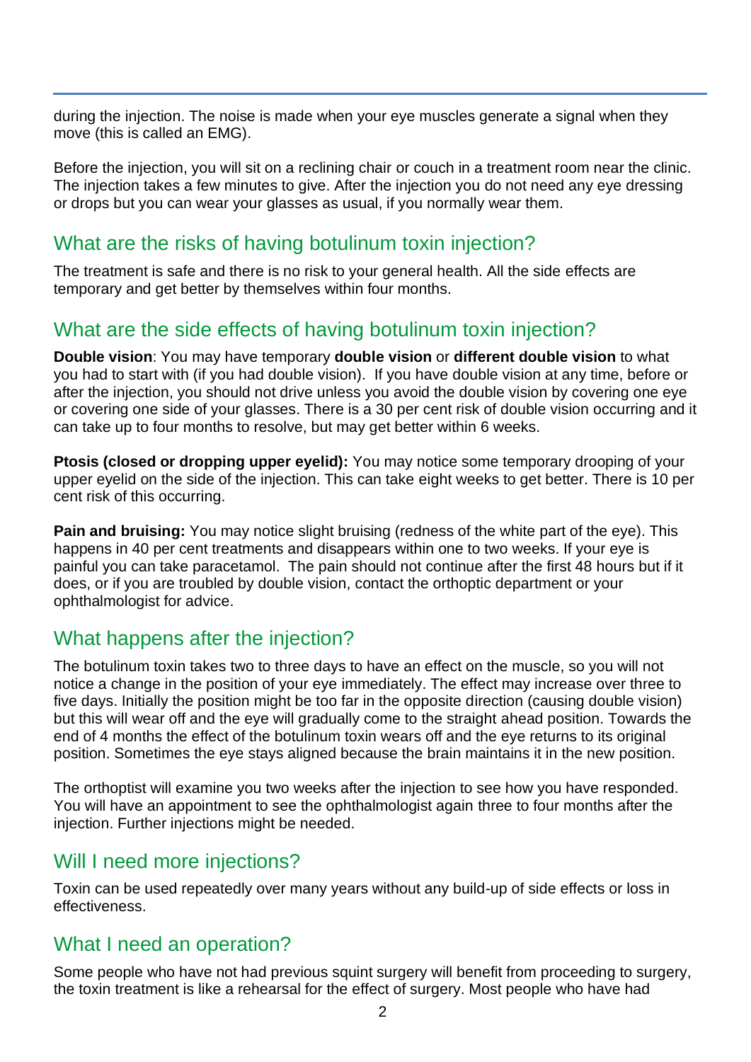during the injection. The noise is made when your eye muscles generate a signal when they move (this is called an EMG).

Before the injection, you will sit on a reclining chair or couch in a treatment room near the clinic. The injection takes a few minutes to give. After the injection you do not need any eye dressing or drops but you can wear your glasses as usual, if you normally wear them.

## What are the risks of having botulinum toxin injection?

The treatment is safe and there is no risk to your general health. All the side effects are temporary and get better by themselves within four months.

## What are the side effects of having botulinum toxin injection?

**Double vision**: You may have temporary **double vision** or **different double vision** to what you had to start with (if you had double vision). If you have double vision at any time, before or after the injection, you should not drive unless you avoid the double vision by covering one eye or covering one side of your glasses. There is a 30 per cent risk of double vision occurring and it can take up to four months to resolve, but may get better within 6 weeks.

**Ptosis (closed or dropping upper eyelid):** You may notice some temporary drooping of your upper eyelid on the side of the injection. This can take eight weeks to get better. There is 10 per cent risk of this occurring.

**Pain and bruising:** You may notice slight bruising (redness of the white part of the eye). This happens in 40 per cent treatments and disappears within one to two weeks. If your eye is painful you can take paracetamol. The pain should not continue after the first 48 hours but if it does, or if you are troubled by double vision, contact the orthoptic department or your ophthalmologist for advice.

## What happens after the injection?

The botulinum toxin takes two to three days to have an effect on the muscle, so you will not notice a change in the position of your eye immediately. The effect may increase over three to five days. Initially the position might be too far in the opposite direction (causing double vision) but this will wear off and the eye will gradually come to the straight ahead position. Towards the end of 4 months the effect of the botulinum toxin wears off and the eye returns to its original position. Sometimes the eye stays aligned because the brain maintains it in the new position.

The orthoptist will examine you two weeks after the injection to see how you have responded. You will have an appointment to see the ophthalmologist again three to four months after the injection. Further injections might be needed.

## Will I need more injections?

Toxin can be used repeatedly over many years without any build-up of side effects or loss in effectiveness.

## What I need an operation?

Some people who have not had previous squint surgery will benefit from proceeding to surgery, the toxin treatment is like a rehearsal for the effect of surgery. Most people who have had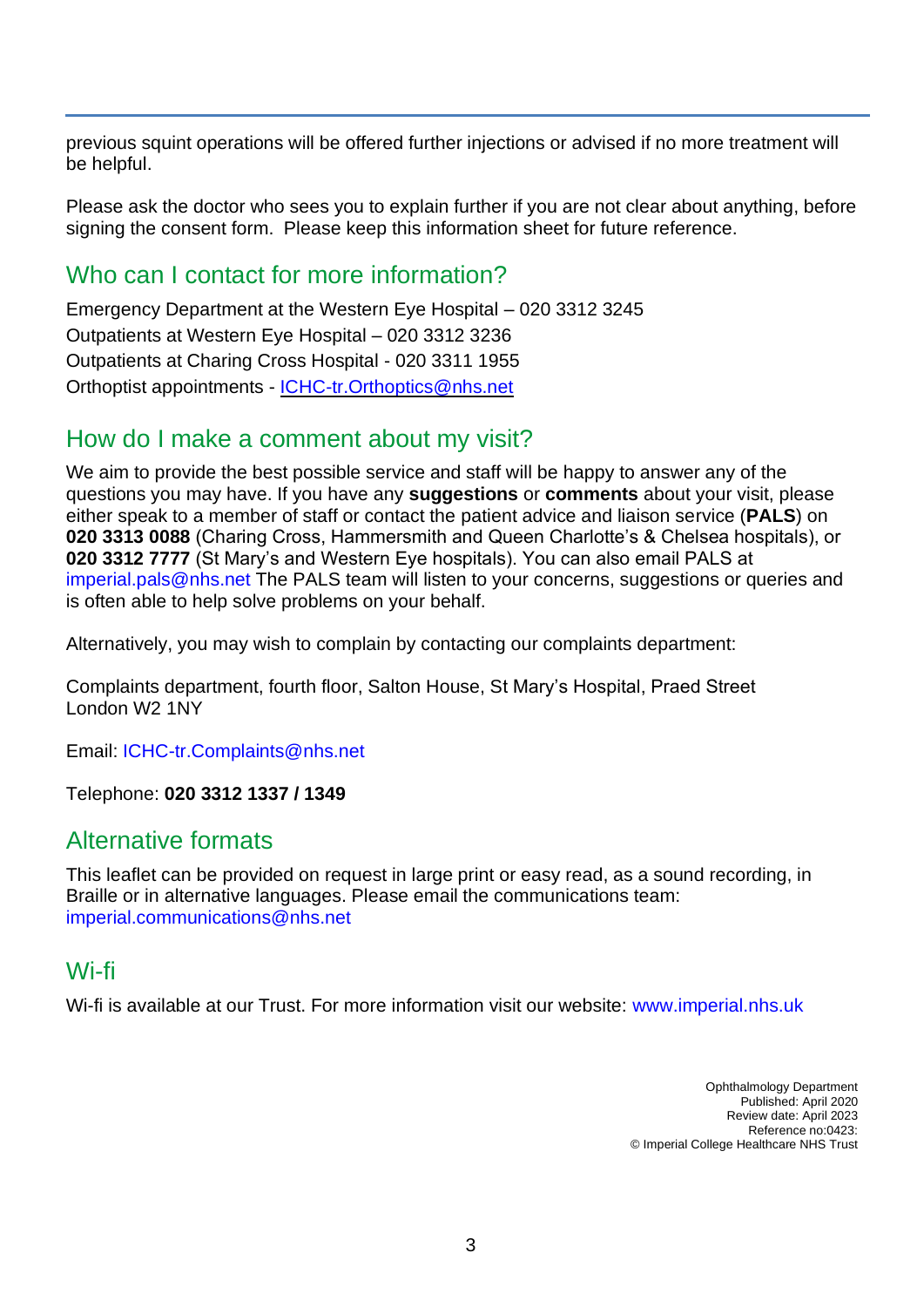previous squint operations will be offered further injections or advised if no more treatment will be helpful.

Please ask the doctor who sees you to explain further if you are not clear about anything, before signing the consent form.  Please keep this information sheet for future reference.

## Who can I contact for more information?

Emergency Department at the Western Eye Hospital – 020 3312 3245
Outpatients at Western Eye Hospital – 020 3312 3236
Outpatients at Charing Cross Hospital - 020 3311 1955
Orthoptist appointments - ICHC-tr.Orthoptics@nhs.net

## How do I make a comment about my visit?

We aim to provide the best possible service and staff will be happy to answer any of the questions you may have. If you have any **suggestions** or **comments** about your visit, please either speak to a member of staff or contact the patient advice and liaison service (**PALS**) on **020 3313 0088** (Charing Cross, Hammersmith and Queen Charlotte's & Chelsea hospitals), or **020 3312 7777** (St Mary's and Western Eye hospitals). You can also email PALS at imperial.pals@nhs.net The PALS team will listen to your concerns, suggestions or queries and is often able to help solve problems on your behalf.

Alternatively, you may wish to complain by contacting our complaints department:

Complaints department, fourth floor, Salton House, St Mary's Hospital, Praed Street
London W2 1NY

Email: ICHC-tr.Complaints@nhs.net

Telephone: **020 3312 1337 / 1349**

## Alternative formats

This leaflet can be provided on request in large print or easy read, as a sound recording, in Braille or in alternative languages. Please email the communications team: imperial.communications@nhs.net

## Wi-fi

Wi-fi is available at our Trust. For more information visit our website: www.imperial.nhs.uk

Ophthalmology Department
Published: April 2020
Review date: April 2023
Reference no:0423:
© Imperial College Healthcare NHS Trust